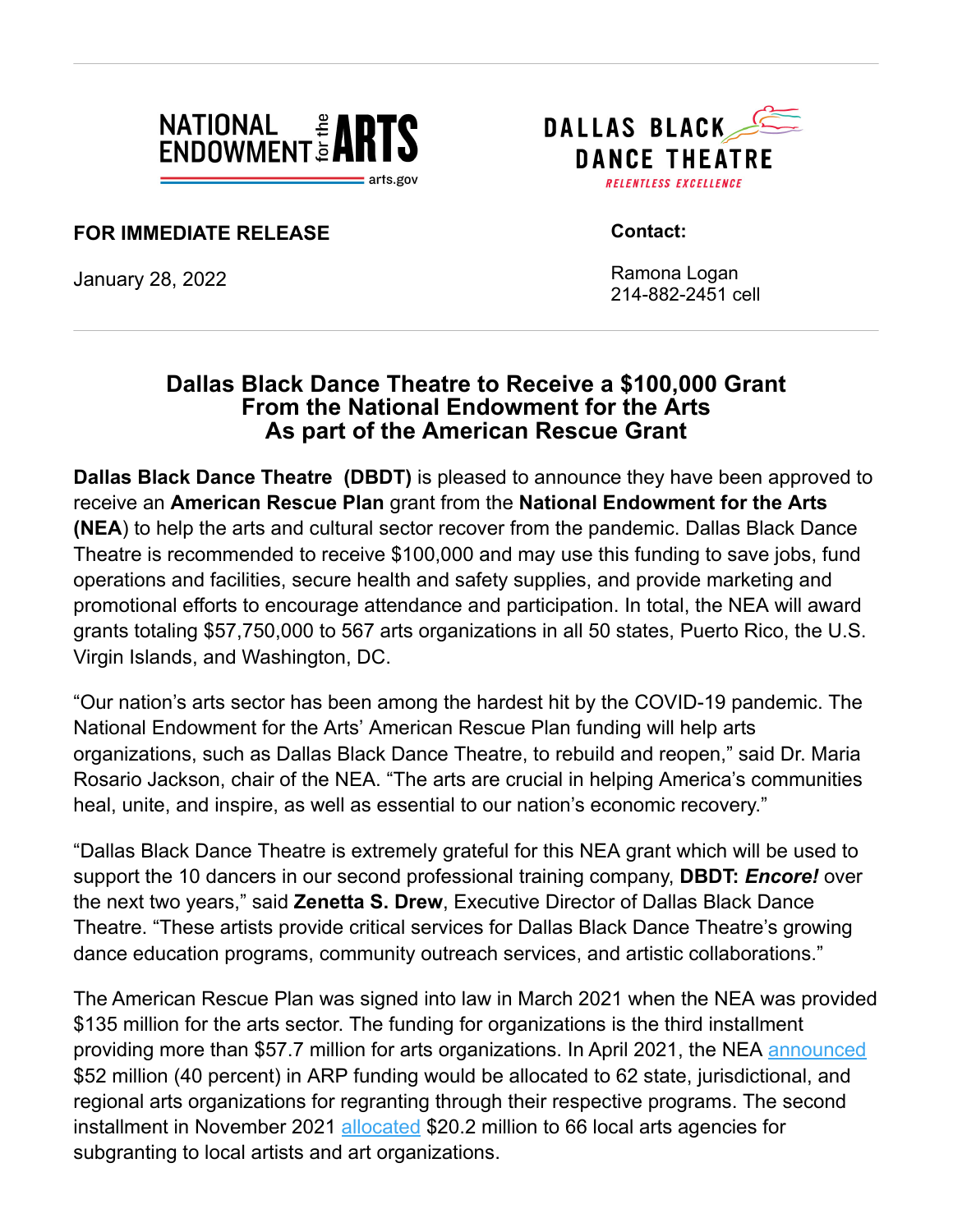NATIONAL ENDOWMENT for the ARTS
arts.gov

DALLAS BLACK DANCE THEATRE
RELENTLESS EXCELLENCE

**FOR IMMEDIATE RELEASE**

January 28, 2022

**Contact:**

Ramona Logan
214-882-2451 cell

## Dallas Black Dance Theatre to Receive a $100,000 Grant From the National Endowment for the Arts As part of the American Rescue Grant

**Dallas Black Dance Theatre (DBDT)** is pleased to announce they have been approved to receive an **American Rescue Plan** grant from the **National Endowment for the Arts (NEA**) to help the arts and cultural sector recover from the pandemic. Dallas Black Dance Theatre is recommended to receive $100,000 and may use this funding to save jobs, fund operations and facilities, secure health and safety supplies, and provide marketing and promotional efforts to encourage attendance and participation. In total, the NEA will award grants totaling $57,750,000 to 567 arts organizations in all 50 states, Puerto Rico, the U.S. Virgin Islands, and Washington, DC.

“Our nation’s arts sector has been among the hardest hit by the COVID-19 pandemic. The National Endowment for the Arts’ American Rescue Plan funding will help arts organizations, such as Dallas Black Dance Theatre, to rebuild and reopen,” said Dr. Maria Rosario Jackson, chair of the NEA. “The arts are crucial in helping America’s communities heal, unite, and inspire, as well as essential to our nation’s economic recovery.”

“Dallas Black Dance Theatre is extremely grateful for this NEA grant which will be used to support the 10 dancers in our second professional training company, **DBDT: *Encore!*** over the next two years,” said **Zenetta S. Drew**, Executive Director of Dallas Black Dance Theatre. “These artists provide critical services for Dallas Black Dance Theatre’s growing dance education programs, community outreach services, and artistic collaborations.”

The American Rescue Plan was signed into law in March 2021 when the NEA was provided $135 million for the arts sector. The funding for organizations is the third installment providing more than $57.7 million for arts organizations. In April 2021, the NEA announced $52 million (40 percent) in ARP funding would be allocated to 62 state, jurisdictional, and regional arts organizations for regranting through their respective programs. The second installment in November 2021 allocated $20.2 million to 66 local arts agencies for subgranting to local artists and art organizations.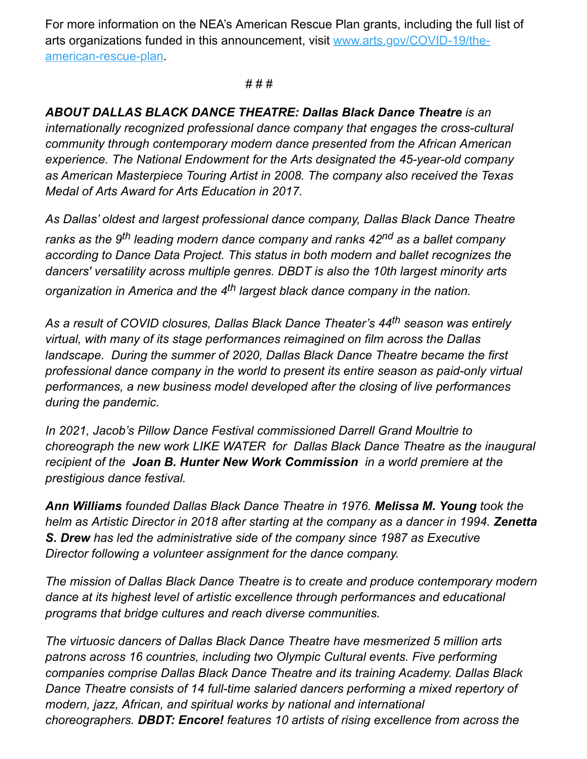For more information on the NEA's American Rescue Plan grants, including the full list of arts organizations funded in this announcement, visit [www.arts.gov/COVID-19/the-american-rescue-plan](www.arts.gov/COVID-19/the-american-rescue-plan).

# # #

***ABOUT DALLAS BLACK DANCE THEATRE: Dallas Black Dance Theatre*** *is an internationally recognized professional dance company that engages the cross-cultural community through contemporary modern dance presented from the African American experience. The National Endowment for the Arts designated the 45-year-old company as American Masterpiece Touring Artist in 2008. The company also received the Texas Medal of Arts Award for Arts Education in 2017.*

*As Dallas' oldest and largest professional dance company, Dallas Black Dance Theatre ranks as the 9th leading modern dance company and ranks 42nd as a ballet company according to Dance Data Project. This status in both modern and ballet recognizes the dancers' versatility across multiple genres. DBDT is also the 10th largest minority arts organization in America and the 4th largest black dance company in the nation.*

*As a result of COVID closures, Dallas Black Dance Theater's 44th season was entirely virtual, with many of its stage performances reimagined on film across the Dallas landscape. During the summer of 2020, Dallas Black Dance Theatre became the first professional dance company in the world to present its entire season as paid-only virtual performances, a new business model developed after the closing of live performances during the pandemic.*

*In 2021, Jacob's Pillow Dance Festival commissioned Darrell Grand Moultrie to choreograph the new work LIKE WATER for Dallas Black Dance Theatre as the inaugural recipient of the* ***Joan B. Hunter New Work Commission*** *in a world premiere at the prestigious dance festival.*

***Ann Williams*** *founded Dallas Black Dance Theatre in 1976.* ***Melissa M. Young*** *took the helm as Artistic Director in 2018 after starting at the company as a dancer in 1994.* ***Zenetta S. Drew*** *has led the administrative side of the company since 1987 as Executive Director following a volunteer assignment for the dance company.*

*The mission of Dallas Black Dance Theatre is to create and produce contemporary modern dance at its highest level of artistic excellence through performances and educational programs that bridge cultures and reach diverse communities.*

*The virtuosic dancers of Dallas Black Dance Theatre have mesmerized 5 million arts patrons across 16 countries, including two Olympic Cultural events. Five performing companies comprise Dallas Black Dance Theatre and its training Academy. Dallas Black Dance Theatre consists of 14 full-time salaried dancers performing a mixed repertory of modern, jazz, African, and spiritual works by national and international choreographers.* ***DBDT: Encore!*** *features 10 artists of rising excellence from across the*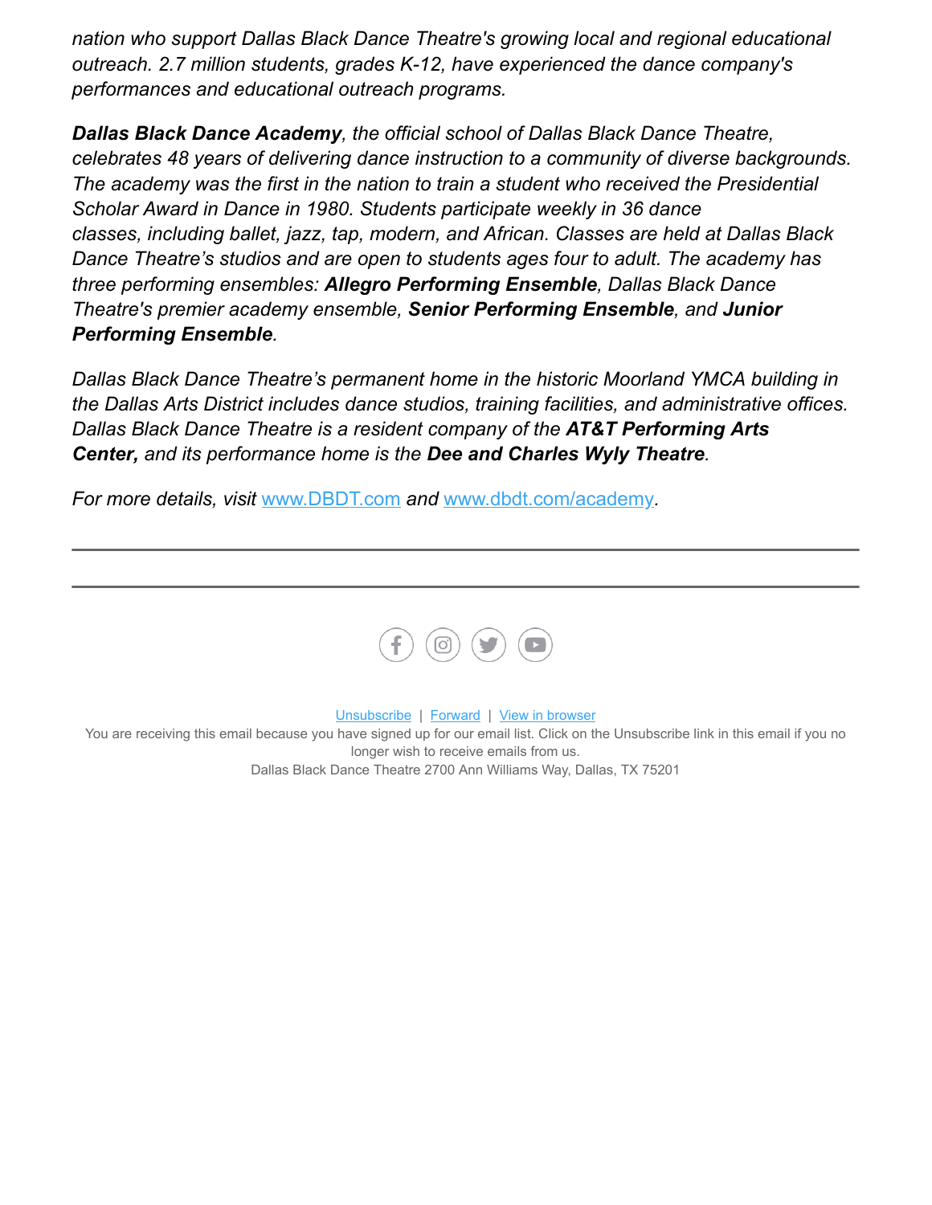*nation who support Dallas Black Dance Theatre's growing local and regional educational outreach. 2.7 million students, grades K-12, have experienced the dance company's performances and educational outreach programs.*

***Dallas Black Dance Academy**, the official school of Dallas Black Dance Theatre, celebrates 48 years of delivering dance instruction to a community of diverse backgrounds. The academy was the first in the nation to train a student who received the Presidential Scholar Award in Dance in 1980. Students participate weekly in 36 dance classes, including ballet, jazz, tap, modern, and African. Classes are held at Dallas Black Dance Theatre's studios and are open to students ages four to adult. The academy has three performing ensembles: **Allegro Performing Ensemble**, Dallas Black Dance Theatre's premier academy ensemble, **Senior Performing Ensemble**, and **Junior Performing Ensemble**.*

*Dallas Black Dance Theatre's permanent home in the historic Moorland YMCA building in the Dallas Arts District includes dance studios, training facilities, and administrative offices. Dallas Black Dance Theatre is a resident company of the **AT&T Performing Arts Center,** and its performance home is the **Dee and Charles Wyly Theatre**.*

*For more details, visit [www.DBDT.com](http://www.DBDT.com) and [www.dbdt.com/academy](http://www.dbdt.com/academy).*

---

---

Unsubscribe | Forward | View in browser

You are receiving this email because you have signed up for our email list. Click on the Unsubscribe link in this email if you no longer wish to receive emails from us.

Dallas Black Dance Theatre 2700 Ann Williams Way, Dallas, TX 75201